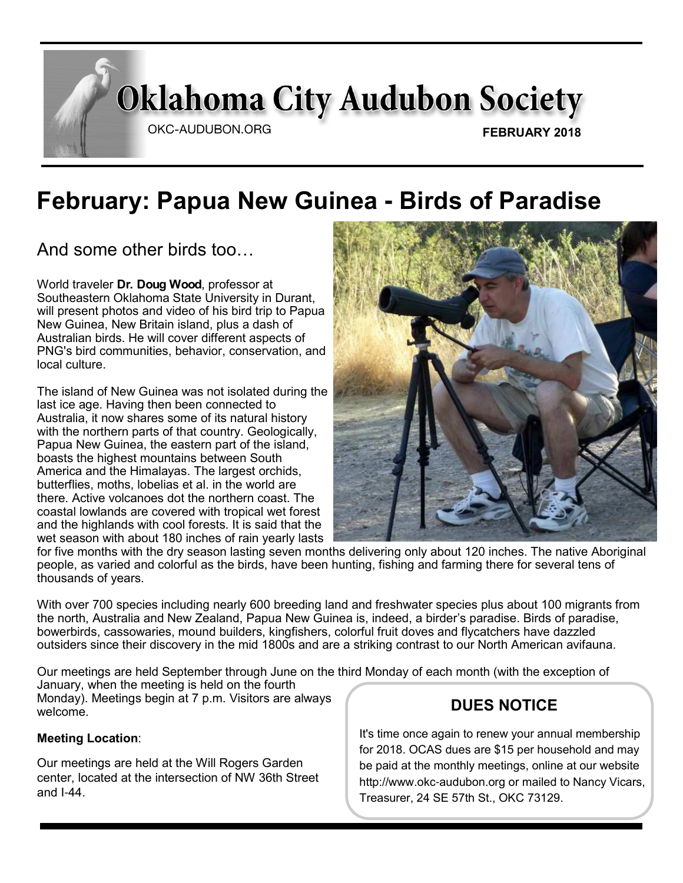# Oklahoma City Audubon Society

OKC-AUDUBON.ORG

**FEBRUARY 2018**

## February: Papua New Guinea - Birds of Paradise

### And some other birds too…

World traveler **Dr. Doug Wood**, professor at Southeastern Oklahoma State University in Durant, will present photos and video of his bird trip to Papua New Guinea, New Britain island, plus a dash of Australian birds. He will cover different aspects of PNG's bird communities, behavior, conservation, and local culture.

The island of New Guinea was not isolated during the last ice age. Having then been connected to Australia, it now shares some of its natural history with the northern parts of that country. Geologically, Papua New Guinea, the eastern part of the island, boasts the highest mountains between South America and the Himalayas. The largest orchids, butterflies, moths, lobelias et al. in the world are there. Active volcanoes dot the northern coast. The coastal lowlands are covered with tropical wet forest and the highlands with cool forests. It is said that the wet season with about 180 inches of rain yearly lasts for five months with the dry season lasting seven months delivering only about 120 inches. The native Aboriginal people, as varied and colorful as the birds, have been hunting, fishing and farming there for several tens of thousands of years.

With over 700 species including nearly 600 breeding land and freshwater species plus about 100 migrants from the north, Australia and New Zealand, Papua New Guinea is, indeed, a birder's paradise. Birds of paradise, bowerbirds, cassowaries, mound builders, kingfishers, colorful fruit doves and flycatchers have dazzled outsiders since their discovery in the mid 1800s and are a striking contrast to our North American avifauna.

Our meetings are held September through June on the third Monday of each month (with the exception of January, when the meeting is held on the fourth Monday). Meetings begin at 7 p.m. Visitors are always welcome.

**Meeting Location**:

Our meetings are held at the Will Rogers Garden center, located at the intersection of NW 36th Street and I-44.

### DUES NOTICE

It's time once again to renew your annual membership for 2018. OCAS dues are $15 per household and may be paid at the monthly meetings, online at our website http://www.okc-audubon.org or mailed to Nancy Vicars, Treasurer, 24 SE 57th St., OKC 73129.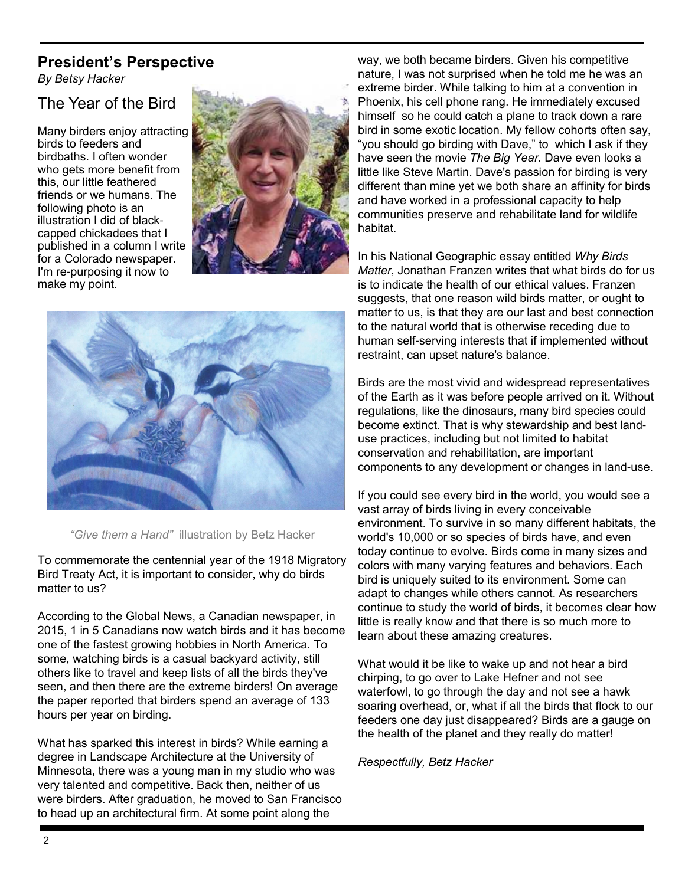## President's Perspective

*By Betsy Hacker*

### The Year of the Bird

Many birders enjoy attracting birds to feeders and birdbaths. I often wonder who gets more benefit from this, our little feathered friends or we humans. The following photo is an illustration I did of black-capped chickadees that I published in a column I write for a Colorado newspaper. I'm re-purposing it now to make my point.

*"Give them a Hand"* illustration by Betz Hacker

To commemorate the centennial year of the 1918 Migratory Bird Treaty Act, it is important to consider, why do birds matter to us?

According to the Global News, a Canadian newspaper, in 2015, 1 in 5 Canadians now watch birds and it has become one of the fastest growing hobbies in North America. To some, watching birds is a casual backyard activity, still others like to travel and keep lists of all the birds they've seen, and then there are the extreme birders! On average the paper reported that birders spend an average of 133 hours per year on birding.

What has sparked this interest in birds? While earning a degree in Landscape Architecture at the University of Minnesota, there was a young man in my studio who was very talented and competitive. Back then, neither of us were birders. After graduation, he moved to San Francisco to head up an architectural firm. At some point along the way, we both became birders. Given his competitive nature, I was not surprised when he told me he was an extreme birder. While talking to him at a convention in Phoenix, his cell phone rang. He immediately excused himself so he could catch a plane to track down a rare bird in some exotic location. My fellow cohorts often say, "you should go birding with Dave," to which I ask if they have seen the movie *The Big Year.* Dave even looks a little like Steve Martin. Dave's passion for birding is very different than mine yet we both share an affinity for birds and have worked in a professional capacity to help communities preserve and rehabilitate land for wildlife habitat.

In his National Geographic essay entitled *Why Birds Matter*, Jonathan Franzen writes that what birds do for us is to indicate the health of our ethical values. Franzen suggests, that one reason wild birds matter, or ought to matter to us, is that they are our last and best connection to the natural world that is otherwise receding due to human self-serving interests that if implemented without restraint, can upset nature's balance.

Birds are the most vivid and widespread representatives of the Earth as it was before people arrived on it. Without regulations, like the dinosaurs, many bird species could become extinct. That is why stewardship and best land-use practices, including but not limited to habitat conservation and rehabilitation, are important components to any development or changes in land-use.

If you could see every bird in the world, you would see a vast array of birds living in every conceivable environment. To survive in so many different habitats, the world's 10,000 or so species of birds have, and even today continue to evolve. Birds come in many sizes and colors with many varying features and behaviors. Each bird is uniquely suited to its environment. Some can adapt to changes while others cannot. As researchers continue to study the world of birds, it becomes clear how little is really know and that there is so much more to learn about these amazing creatures.

What would it be like to wake up and not hear a bird chirping, to go over to Lake Hefner and not see waterfowl, to go through the day and not see a hawk soaring overhead, or, what if all the birds that flock to our feeders one day just disappeared? Birds are a gauge on the health of the planet and they really do matter!

*Respectfully, Betz Hacker*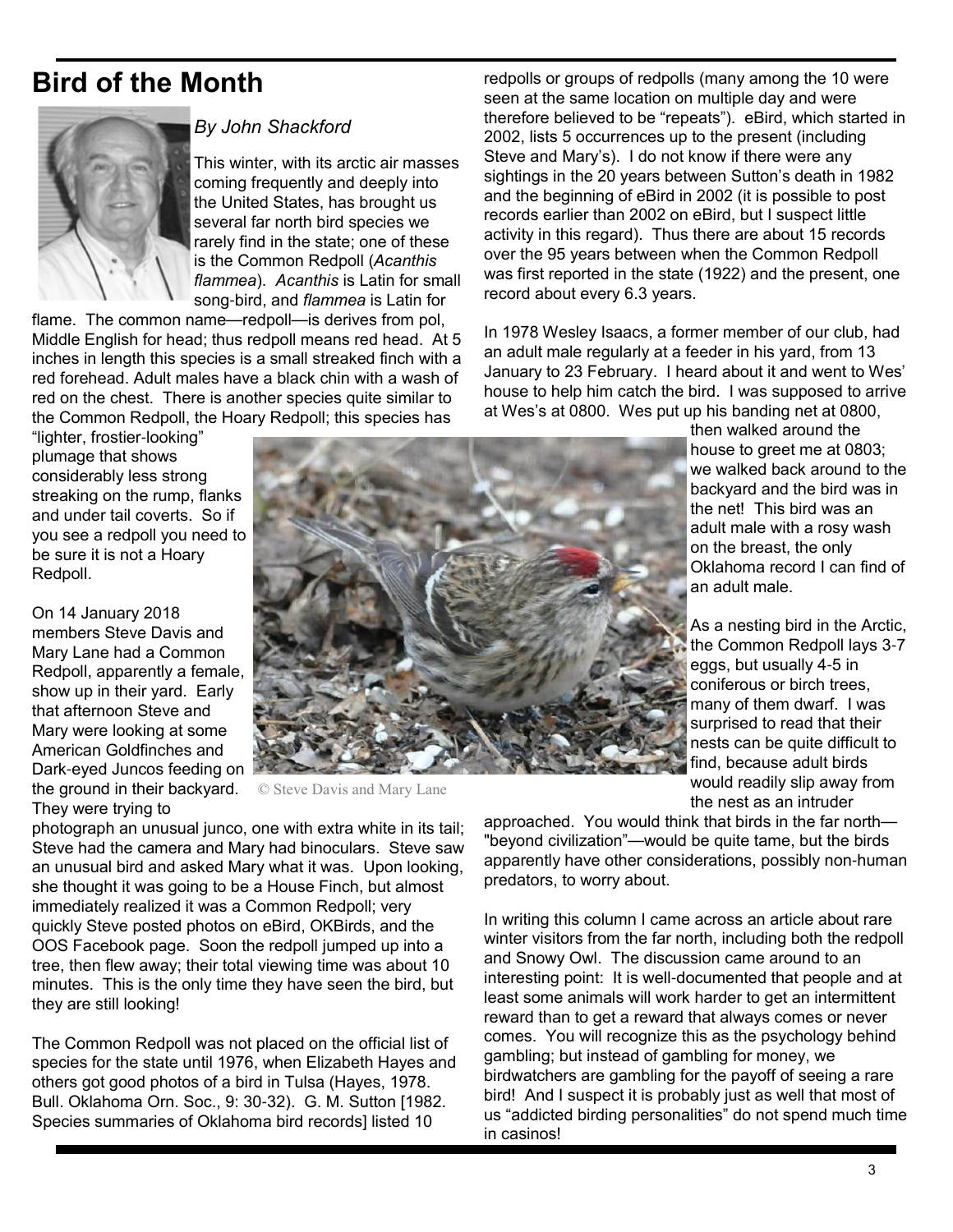# Bird of the Month

*By John Shackford*

This winter, with its arctic air masses coming frequently and deeply into the United States, has brought us several far north bird species we rarely find in the state; one of these is the Common Redpoll (*Acanthis flammea*). *Acanthis* is Latin for small song-bird, and *flammea* is Latin for flame. The common name—redpoll—is derives from pol, Middle English for head; thus redpoll means red head. At 5 inches in length this species is a small streaked finch with a red forehead. Adult males have a black chin with a wash of red on the chest. There is another species quite similar to the Common Redpoll, the Hoary Redpoll; this species has "lighter, frostier-looking" plumage that shows considerably less strong streaking on the rump, flanks and under tail coverts. So if you see a redpoll you need to be sure it is not a Hoary Redpoll.

On 14 January 2018 members Steve Davis and Mary Lane had a Common Redpoll, apparently a female, show up in their yard. Early that afternoon Steve and Mary were looking at some American Goldfinches and Dark-eyed Juncos feeding on the ground in their backyard. They were trying to photograph an unusual junco, one with extra white in its tail; Steve had the camera and Mary had binoculars. Steve saw an unusual bird and asked Mary what it was. Upon looking, she thought it was going to be a House Finch, but almost immediately realized it was a Common Redpoll; very quickly Steve posted photos on eBird, OKBirds, and the OOS Facebook page. Soon the redpoll jumped up into a tree, then flew away; their total viewing time was about 10 minutes. This is the only time they have seen the bird, but they are still looking!

© Steve Davis and Mary Lane

The Common Redpoll was not placed on the official list of species for the state until 1976, when Elizabeth Hayes and others got good photos of a bird in Tulsa (Hayes, 1978. Bull. Oklahoma Orn. Soc., 9: 30-32). G. M. Sutton [1982. Species summaries of Oklahoma bird records] listed 10 redpolls or groups of redpolls (many among the 10 were seen at the same location on multiple day and were therefore believed to be "repeats"). eBird, which started in 2002, lists 5 occurrences up to the present (including Steve and Mary's). I do not know if there were any sightings in the 20 years between Sutton's death in 1982 and the beginning of eBird in 2002 (it is possible to post records earlier than 2002 on eBird, but I suspect little activity in this regard). Thus there are about 15 records over the 95 years between when the Common Redpoll was first reported in the state (1922) and the present, one record about every 6.3 years.

In 1978 Wesley Isaacs, a former member of our club, had an adult male regularly at a feeder in his yard, from 13 January to 23 February. I heard about it and went to Wes' house to help him catch the bird. I was supposed to arrive at Wes's at 0800. Wes put up his banding net at 0800, then walked around the house to greet me at 0803; we walked back around to the backyard and the bird was in the net! This bird was an adult male with a rosy wash on the breast, the only Oklahoma record I can find of an adult male.

As a nesting bird in the Arctic, the Common Redpoll lays 3-7 eggs, but usually 4-5 in coniferous or birch trees, many of them dwarf. I was surprised to read that their nests can be quite difficult to find, because adult birds would readily slip away from the nest as an intruder approached. You would think that birds in the far north—"beyond civilization"—would be quite tame, but the birds apparently have other considerations, possibly non-human predators, to worry about.

In writing this column I came across an article about rare winter visitors from the far north, including both the redpoll and Snowy Owl. The discussion came around to an interesting point: It is well-documented that people and at least some animals will work harder to get an intermittent reward than to get a reward that always comes or never comes. You will recognize this as the psychology behind gambling; but instead of gambling for money, we birdwatchers are gambling for the payoff of seeing a rare bird! And I suspect it is probably just as well that most of us "addicted birding personalities" do not spend much time in casinos!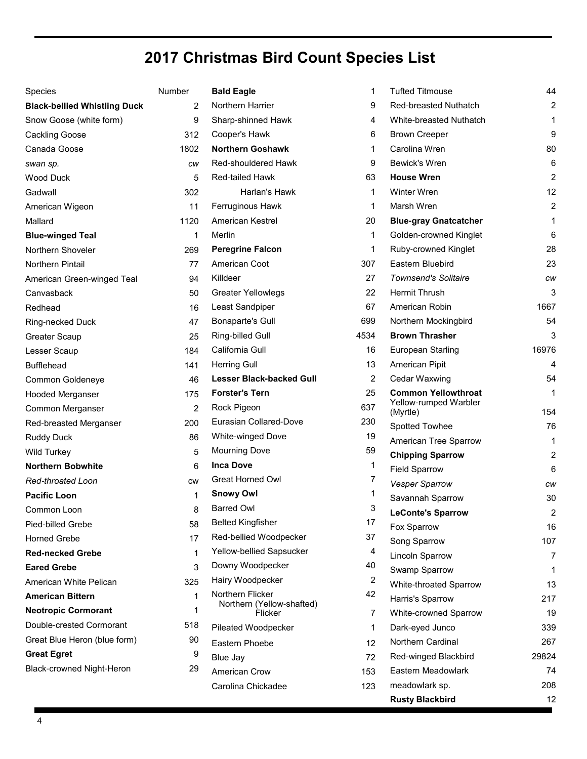# 2017 Christmas Bird Count Species List

| Species | Number |
|---|---|
| **Black-bellied Whistling Duck** | 2 |
| Snow Goose (white form) | 9 |
| Cackling Goose | 312 |
| Canada Goose | 1802 |
| *swan sp.* | *cw* |
| Wood Duck | 5 |
| Gadwall | 302 |
| American Wigeon | 11 |
| Mallard | 1120 |
| **Blue-winged Teal** | 1 |
| Northern Shoveler | 269 |
| Northern Pintail | 77 |
| American Green-winged Teal | 94 |
| Canvasback | 50 |
| Redhead | 16 |
| Ring-necked Duck | 47 |
| Greater Scaup | 25 |
| Lesser Scaup | 184 |
| Bufflehead | 141 |
| Common Goldeneye | 46 |
| Hooded Merganser | 175 |
| Common Merganser | 2 |
| Red-breasted Merganser | 200 |
| Ruddy Duck | 86 |
| Wild Turkey | 5 |
| **Northern Bobwhite** | 6 |
| *Red-throated Loon* | *cw* |
| **Pacific Loon** | 1 |
| Common Loon | 8 |
| Pied-billed Grebe | 58 |
| Horned Grebe | 17 |
| **Red-necked Grebe** | 1 |
| **Eared Grebe** | 3 |
| American White Pelican | 325 |
| **American Bittern** | 1 |
| **Neotropic Cormorant** | 1 |
| Double-crested Cormorant | 518 |
| Great Blue Heron (blue form) | 90 |
| **Great Egret** | 9 |
| Black-crowned Night-Heron | 29 |
| **Bald Eagle** | 1 |
| Northern Harrier | 9 |
| Sharp-shinned Hawk | 4 |
| Cooper's Hawk | 6 |
| **Northern Goshawk** | 1 |
| Red-shouldered Hawk | 9 |
| Red-tailed Hawk | 63 |
| Harlan's Hawk | 1 |
| Ferruginous Hawk | 1 |
| American Kestrel | 20 |
| Merlin | 1 |
| **Peregrine Falcon** | 1 |
| American Coot | 307 |
| Killdeer | 27 |
| Greater Yellowlegs | 22 |
| Least Sandpiper | 67 |
| Bonaparte's Gull | 699 |
| Ring-billed Gull | 4534 |
| California Gull | 16 |
| Herring Gull | 13 |
| **Lesser Black-backed Gull** | 2 |
| **Forster's Tern** | 25 |
| Rock Pigeon | 637 |
| Eurasian Collared-Dove | 230 |
| White-winged Dove | 19 |
| Mourning Dove | 59 |
| **Inca Dove** | 1 |
| Great Horned Owl | 7 |
| **Snowy Owl** | 1 |
| Barred Owl | 3 |
| Belted Kingfisher | 17 |
| Red-bellied Woodpecker | 37 |
| Yellow-bellied Sapsucker | 4 |
| Downy Woodpecker | 40 |
| Hairy Woodpecker | 2 |
| Northern Flicker | 42 |
| Northern (Yellow-shafted) Flicker | 7 |
| Pileated Woodpecker | 1 |
| Eastern Phoebe | 12 |
| Blue Jay | 72 |
| American Crow | 153 |
| Carolina Chickadee | 123 |
| Tufted Titmouse | 44 |
| Red-breasted Nuthatch | 2 |
| White-breasted Nuthatch | 1 |
| Brown Creeper | 9 |
| Carolina Wren | 80 |
| Bewick's Wren | 6 |
| **House Wren** | 2 |
| Winter Wren | 12 |
| Marsh Wren | 2 |
| **Blue-gray Gnatcatcher** | 1 |
| Golden-crowned Kinglet | 6 |
| Ruby-crowned Kinglet | 28 |
| Eastern Bluebird | 23 |
| *Townsend's Solitaire* | *cw* |
| Hermit Thrush | 3 |
| American Robin | 1667 |
| Northern Mockingbird | 54 |
| **Brown Thrasher** | 3 |
| European Starling | 16976 |
| American Pipit | 4 |
| Cedar Waxwing | 54 |
| **Common Yellowthroat** | 1 |
| Yellow-rumped Warbler (Myrtle) | 154 |
| Spotted Towhee | 76 |
| American Tree Sparrow | 1 |
| **Chipping Sparrow** | 2 |
| Field Sparrow | 6 |
| *Vesper Sparrow* | *cw* |
| Savannah Sparrow | 30 |
| **LeConte's Sparrow** | 2 |
| Fox Sparrow | 16 |
| Song Sparrow | 107 |
| Lincoln Sparrow | 7 |
| Swamp Sparrow | 1 |
| White-throated Sparrow | 13 |
| Harris's Sparrow | 217 |
| White-crowned Sparrow | 19 |
| Dark-eyed Junco | 339 |
| Northern Cardinal | 267 |
| Red-winged Blackbird | 29824 |
| Eastern Meadowlark | 74 |
| meadowlark sp. | 208 |
| **Rusty Blackbird** | 12 |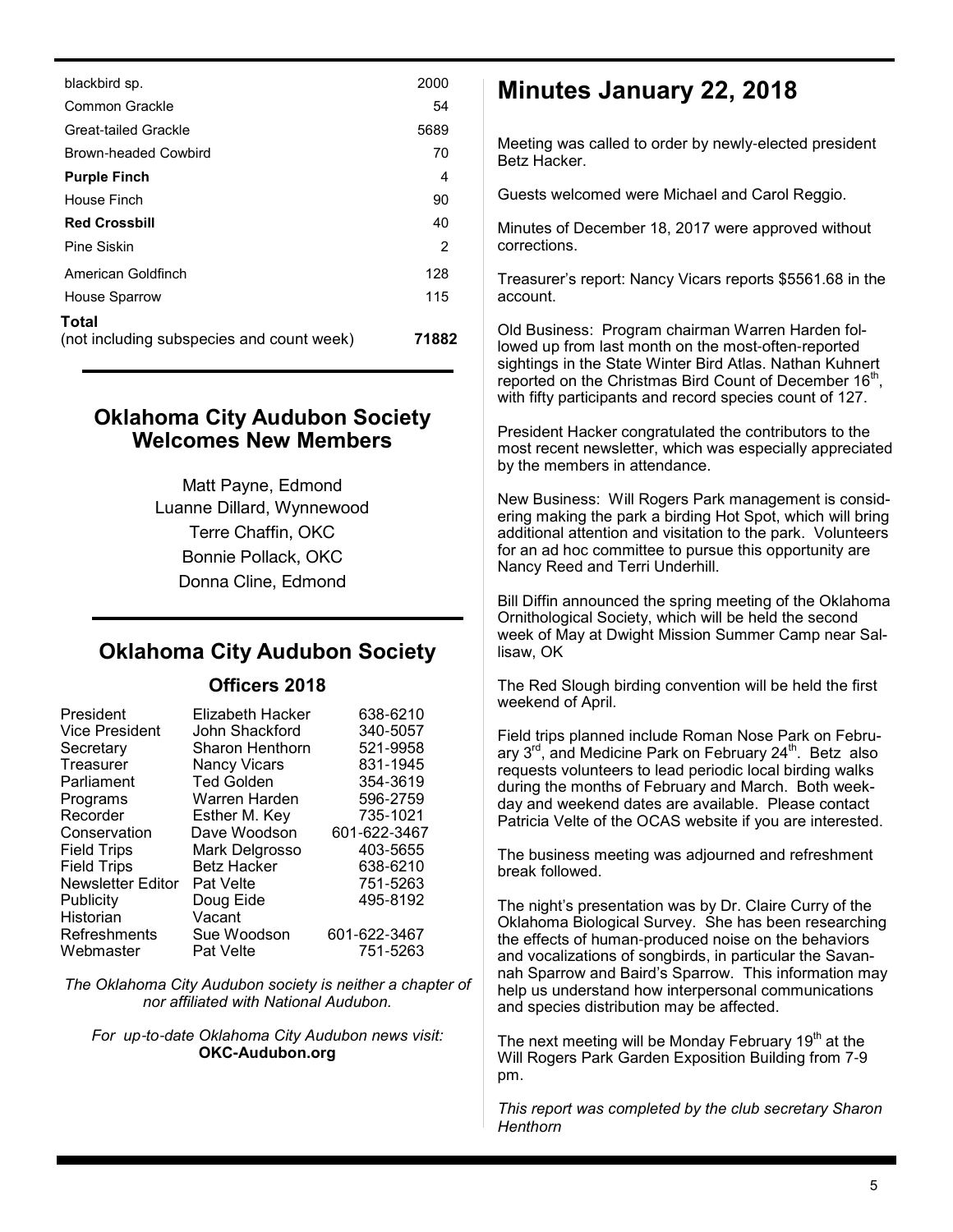| | |
|---|---|
| blackbird sp. | 2000 |
| Common Grackle | 54 |
| Great-tailed Grackle | 5689 |
| Brown-headed Cowbird | 70 |
| **Purple Finch** | 4 |
| House Finch | 90 |
| **Red Crossbill** | 40 |
| Pine Siskin | 2 |
| American Goldfinch | 128 |
| House Sparrow | 115 |
| **Total** (not including subspecies and count week) | **71882** |

## Oklahoma City Audubon Society Welcomes New Members

Matt Payne, Edmond
Luanne Dillard, Wynnewood
Terre Chaffin, OKC
Bonnie Pollack, OKC
Donna Cline, Edmond

## Oklahoma City Audubon Society

### Officers 2018

| | | |
|---|---|---|
| President | Elizabeth Hacker | 638-6210 |
| Vice President | John Shackford | 340-5057 |
| Secretary | Sharon Henthorn | 521-9958 |
| Treasurer | Nancy Vicars | 831-1945 |
| Parliament | Ted Golden | 354-3619 |
| Programs | Warren Harden | 596-2759 |
| Recorder | Esther M. Key | 735-1021 |
| Conservation | Dave Woodson | 601-622-3467 |
| Field Trips | Mark Delgrosso | 403-5655 |
| Field Trips | Betz Hacker | 638-6210 |
| Newsletter Editor | Pat Velte | 751-5263 |
| Publicity | Doug Eide | 495-8192 |
| Historian | Vacant | |
| Refreshments | Sue Woodson | 601-622-3467 |
| Webmaster | Pat Velte | 751-5263 |

*The Oklahoma City Audubon society is neither a chapter of nor affiliated with National Audubon.*

*For up-to-date Oklahoma City Audubon news visit:* **OKC-Audubon.org**

# Minutes January 22, 2018

Meeting was called to order by newly-elected president Betz Hacker.

Guests welcomed were Michael and Carol Reggio.

Minutes of December 18, 2017 were approved without corrections.

Treasurer's report: Nancy Vicars reports $5561.68 in the account.

Old Business: Program chairman Warren Harden followed up from last month on the most-often-reported sightings in the State Winter Bird Atlas. Nathan Kuhnert reported on the Christmas Bird Count of December 16th, with fifty participants and record species count of 127.

President Hacker congratulated the contributors to the most recent newsletter, which was especially appreciated by the members in attendance.

New Business: Will Rogers Park management is considering making the park a birding Hot Spot, which will bring additional attention and visitation to the park. Volunteers for an ad hoc committee to pursue this opportunity are Nancy Reed and Terri Underhill.

Bill Diffin announced the spring meeting of the Oklahoma Ornithological Society, which will be held the second week of May at Dwight Mission Summer Camp near Sallisaw, OK

The Red Slough birding convention will be held the first weekend of April.

Field trips planned include Roman Nose Park on February 3rd, and Medicine Park on February 24th. Betz also requests volunteers to lead periodic local birding walks during the months of February and March. Both weekday and weekend dates are available. Please contact Patricia Velte of the OCAS website if you are interested.

The business meeting was adjourned and refreshment break followed.

The night's presentation was by Dr. Claire Curry of the Oklahoma Biological Survey. She has been researching the effects of human-produced noise on the behaviors and vocalizations of songbirds, in particular the Savannah Sparrow and Baird's Sparrow. This information may help us understand how interpersonal communications and species distribution may be affected.

The next meeting will be Monday February 19th at the Will Rogers Park Garden Exposition Building from 7-9 pm.

*This report was completed by the club secretary Sharon Henthorn*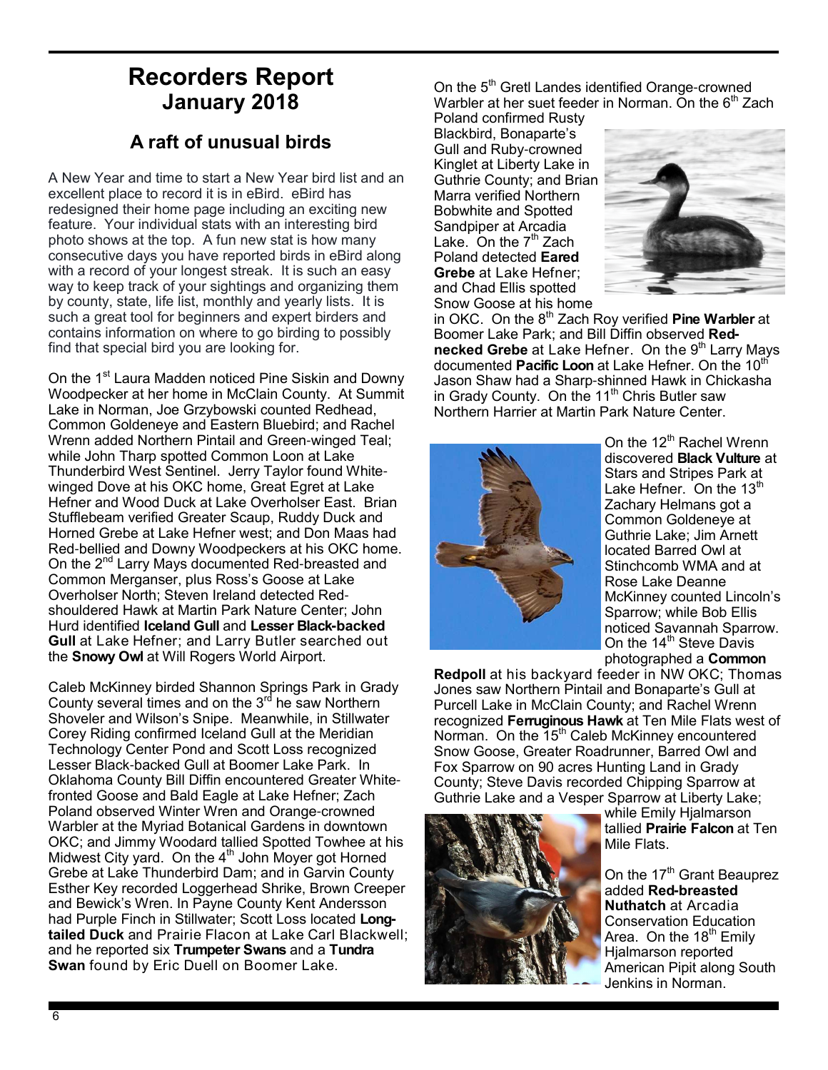# Recorders Report
## January 2018

### A raft of unusual birds

A New Year and time to start a New Year bird list and an excellent place to record it is in eBird. eBird has redesigned their home page including an exciting new feature. Your individual stats with an interesting bird photo shows at the top. A fun new stat is how many consecutive days you have reported birds in eBird along with a record of your longest streak. It is such an easy way to keep track of your sightings and organizing them by county, state, life list, monthly and yearly lists. It is such a great tool for beginners and expert birders and contains information on where to go birding to possibly find that special bird you are looking for.

On the 1st Laura Madden noticed Pine Siskin and Downy Woodpecker at her home in McClain County. At Summit Lake in Norman, Joe Grzybowski counted Redhead, Common Goldeneye and Eastern Bluebird; and Rachel Wrenn added Northern Pintail and Green-winged Teal; while John Tharp spotted Common Loon at Lake Thunderbird West Sentinel. Jerry Taylor found White-winged Dove at his OKC home, Great Egret at Lake Hefner and Wood Duck at Lake Overholser East. Brian Stufflebeam verified Greater Scaup, Ruddy Duck and Horned Grebe at Lake Hefner west; and Don Maas had Red-bellied and Downy Woodpeckers at his OKC home. On the 2nd Larry Mays documented Red-breasted and Common Merganser, plus Ross's Goose at Lake Overholser North; Steven Ireland detected Red-shouldered Hawk at Martin Park Nature Center; John Hurd identified **Iceland Gull** and **Lesser Black-backed Gull** at Lake Hefner; and Larry Butler searched out the **Snowy Owl** at Will Rogers World Airport.

Caleb McKinney birded Shannon Springs Park in Grady County several times and on the 3rd he saw Northern Shoveler and Wilson's Snipe. Meanwhile, in Stillwater Corey Riding confirmed Iceland Gull at the Meridian Technology Center Pond and Scott Loss recognized Lesser Black-backed Gull at Boomer Lake Park. In Oklahoma County Bill Diffin encountered Greater White-fronted Goose and Bald Eagle at Lake Hefner; Zach Poland observed Winter Wren and Orange-crowned Warbler at the Myriad Botanical Gardens in downtown OKC; and Jimmy Woodard tallied Spotted Towhee at his Midwest City yard. On the 4th John Moyer got Horned Grebe at Lake Thunderbird Dam; and in Garvin County Esther Key recorded Loggerhead Shrike, Brown Creeper and Bewick's Wren. In Payne County Kent Andersson had Purple Finch in Stillwater; Scott Loss located **Long-tailed Duck** and Prairie Flacon at Lake Carl Blackwell; and he reported six **Trumpeter Swans** and a **Tundra Swan** found by Eric Duell on Boomer Lake.

On the 5th Gretl Landes identified Orange-crowned Warbler at her suet feeder in Norman. On the 6th Zach Poland confirmed Rusty Blackbird, Bonaparte's Gull and Ruby-crowned Kinglet at Liberty Lake in Guthrie County; and Brian Marra verified Northern Bobwhite and Spotted Sandpiper at Arcadia Lake. On the 7th Zach Poland detected **Eared Grebe** at Lake Hefner; and Chad Ellis spotted Snow Goose at his home in OKC. On the 8th Zach Roy verified **Pine Warbler** at Boomer Lake Park; and Bill Diffin observed **Red-necked Grebe** at Lake Hefner. On the 9th Larry Mays documented **Pacific Loon** at Lake Hefner. On the 10th Jason Shaw had a Sharp-shinned Hawk in Chickasha in Grady County. On the 11th Chris Butler saw Northern Harrier at Martin Park Nature Center.

On the 12th Rachel Wrenn discovered **Black Vulture** at Stars and Stripes Park at Lake Hefner. On the 13th Zachary Helmans got a Common Goldeneye at Guthrie Lake; Jim Arnett located Barred Owl at Stinchcomb WMA and at Rose Lake Deanne McKinney counted Lincoln's Sparrow; while Bob Ellis noticed Savannah Sparrow. On the 14th Steve Davis photographed a **Common Redpoll** at his backyard feeder in NW OKC; Thomas Jones saw Northern Pintail and Bonaparte's Gull at Purcell Lake in McClain County; and Rachel Wrenn recognized **Ferruginous Hawk** at Ten Mile Flats west of Norman. On the 15th Caleb McKinney encountered Snow Goose, Greater Roadrunner, Barred Owl and Fox Sparrow on 90 acres Hunting Land in Grady County; Steve Davis recorded Chipping Sparrow at Guthrie Lake and a Vesper Sparrow at Liberty Lake; while Emily Hjalmarson tallied **Prairie Falcon** at Ten Mile Flats.

On the 17th Grant Beauprez added **Red-breasted Nuthatch** at Arcadia Conservation Education Area. On the 18th Emily Hjalmarson reported American Pipit along South Jenkins in Norman.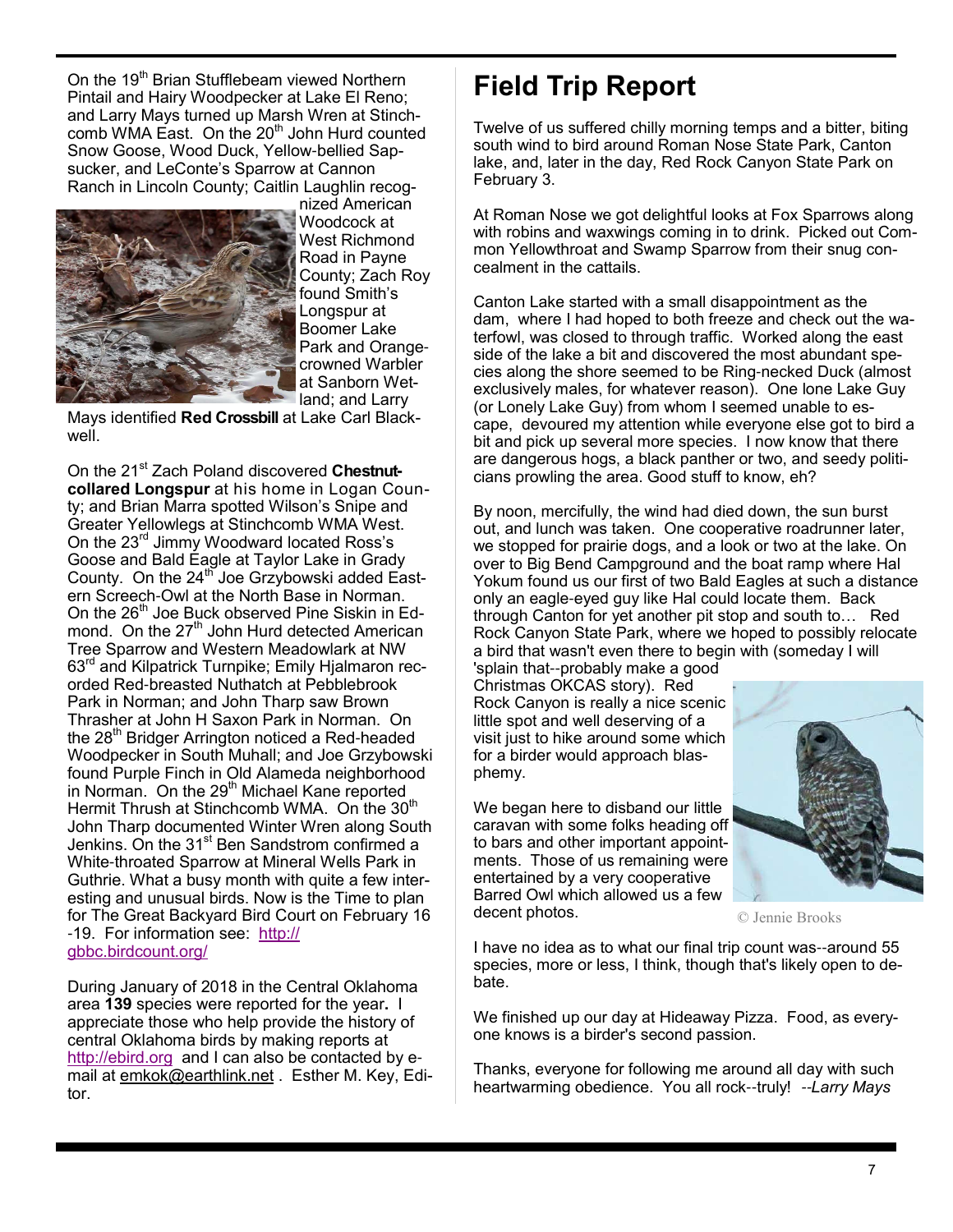On the 19th Brian Stufflebeam viewed Northern Pintail and Hairy Woodpecker at Lake El Reno; and Larry Mays turned up Marsh Wren at Stinchcomb WMA East. On the 20th John Hurd counted Snow Goose, Wood Duck, Yellow-bellied Sapsucker, and LeConte's Sparrow at Cannon Ranch in Lincoln County; Caitlin Laughlin recognized American Woodcock at West Richmond Road in Payne County; Zach Roy found Smith's Longspur at Boomer Lake Park and Orange-crowned Warbler at Sanborn Wetland; and Larry Mays identified **Red Crossbill** at Lake Carl Blackwell.

On the 21st Zach Poland discovered **Chestnut-collared Longspur** at his home in Logan County; and Brian Marra spotted Wilson's Snipe and Greater Yellowlegs at Stinchcomb WMA West. On the 23rd Jimmy Woodward located Ross's Goose and Bald Eagle at Taylor Lake in Grady County. On the 24th Joe Grzybowski added Eastern Screech-Owl at the North Base in Norman. On the 26th Joe Buck observed Pine Siskin in Edmond. On the 27th John Hurd detected American Tree Sparrow and Western Meadowlark at NW 63rd and Kilpatrick Turnpike; Emily Hjalmaron recorded Red-breasted Nuthatch at Pebblebrook Park in Norman; and John Tharp saw Brown Thrasher at John H Saxon Park in Norman. On the 28th Bridger Arrington noticed a Red-headed Woodpecker in South Muhall; and Joe Grzybowski found Purple Finch in Old Alameda neighborhood in Norman. On the 29th Michael Kane reported Hermit Thrush at Stinchcomb WMA. On the 30th John Tharp documented Winter Wren along South Jenkins. On the 31st Ben Sandstrom confirmed a White-throated Sparrow at Mineral Wells Park in Guthrie. What a busy month with quite a few interesting and unusual birds. Now is the Time to plan for The Great Backyard Bird Court on February 16 -19. For information see: http://gbbc.birdcount.org/

During January of 2018 in the Central Oklahoma area **139** species were reported for the year**.** I appreciate those who help provide the history of central Oklahoma birds by making reports at http://ebird.org and I can also be contacted by e-mail at emkok@earthlink.net . Esther M. Key, Editor.

# Field Trip Report

Twelve of us suffered chilly morning temps and a bitter, biting south wind to bird around Roman Nose State Park, Canton lake, and, later in the day, Red Rock Canyon State Park on February 3.

At Roman Nose we got delightful looks at Fox Sparrows along with robins and waxwings coming in to drink. Picked out Common Yellowthroat and Swamp Sparrow from their snug concealment in the cattails.

Canton Lake started with a small disappointment as the dam, where I had hoped to both freeze and check out the waterfowl, was closed to through traffic. Worked along the east side of the lake a bit and discovered the most abundant species along the shore seemed to be Ring-necked Duck (almost exclusively males, for whatever reason). One lone Lake Guy (or Lonely Lake Guy) from whom I seemed unable to escape, devoured my attention while everyone else got to bird a bit and pick up several more species. I now know that there are dangerous hogs, a black panther or two, and seedy politicians prowling the area. Good stuff to know, eh?

By noon, mercifully, the wind had died down, the sun burst out, and lunch was taken. One cooperative roadrunner later, we stopped for prairie dogs, and a look or two at the lake. On over to Big Bend Campground and the boat ramp where Hal Yokum found us our first of two Bald Eagles at such a distance only an eagle-eyed guy like Hal could locate them. Back through Canton for yet another pit stop and south to… Red Rock Canyon State Park, where we hoped to possibly relocate a bird that wasn't even there to begin with (someday I will 'splain that--probably make a good Christmas OKCAS story). Red Rock Canyon is really a nice scenic little spot and well deserving of a visit just to hike around some which for a birder would approach blasphemy.

We began here to disband our little caravan with some folks heading off to bars and other important appointments. Those of us remaining were entertained by a very cooperative Barred Owl which allowed us a few decent photos.

© Jennie Brooks

I have no idea as to what our final trip count was--around 55 species, more or less, I think, though that's likely open to debate.

We finished up our day at Hideaway Pizza. Food, as everyone knows is a birder's second passion.

Thanks, everyone for following me around all day with such heartwarming obedience. You all rock--truly! *--Larry Mays*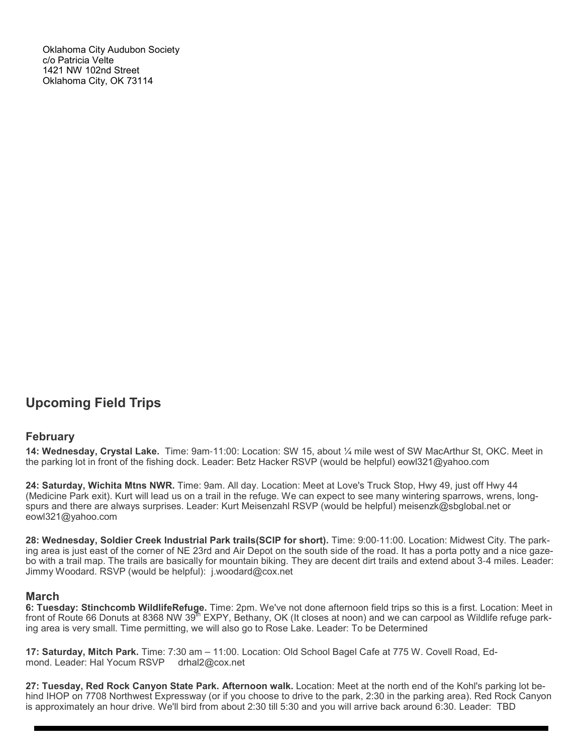Oklahoma City Audubon Society
c/o Patricia Velte
1421 NW 102nd Street
Oklahoma City, OK 73114

## Upcoming Field Trips

### February

**14: Wednesday, Crystal Lake.** Time: 9am-11:00: Location: SW 15, about ¼ mile west of SW MacArthur St, OKC. Meet in the parking lot in front of the fishing dock. Leader: Betz Hacker RSVP (would be helpful) eowl321@yahoo.com

**24: Saturday, Wichita Mtns NWR.** Time: 9am. All day. Location: Meet at Love's Truck Stop, Hwy 49, just off Hwy 44 (Medicine Park exit). Kurt will lead us on a trail in the refuge. We can expect to see many wintering sparrows, wrens, longspurs and there are always surprises. Leader: Kurt Meisenzahl RSVP (would be helpful) meisenzk@sbglobal.net or eowl321@yahoo.com

**28: Wednesday, Soldier Creek Industrial Park trails(SCIP for short).** Time: 9:00-11:00. Location: Midwest City. The parking area is just east of the corner of NE 23rd and Air Depot on the south side of the road. It has a porta potty and a nice gazebo with a trail map. The trails are basically for mountain biking. They are decent dirt trails and extend about 3-4 miles. Leader: Jimmy Woodard. RSVP (would be helpful): j.woodard@cox.net

### March

**6: Tuesday: Stinchcomb WildlifeRefuge.** Time: 2pm. We've not done afternoon field trips so this is a first. Location: Meet in front of Route 66 Donuts at 8368 NW 39th EXPY, Bethany, OK (It closes at noon) and we can carpool as Wildlife refuge parking area is very small. Time permitting, we will also go to Rose Lake. Leader: To be Determined

**17: Saturday, Mitch Park.** Time: 7:30 am – 11:00. Location: Old School Bagel Cafe at 775 W. Covell Road, Edmond. Leader: Hal Yocum RSVP drhal2@cox.net

**27: Tuesday, Red Rock Canyon State Park. Afternoon walk.** Location: Meet at the north end of the Kohl's parking lot behind IHOP on 7708 Northwest Expressway (or if you choose to drive to the park, 2:30 in the parking area). Red Rock Canyon is approximately an hour drive. We'll bird from about 2:30 till 5:30 and you will arrive back around 6:30. Leader: TBD